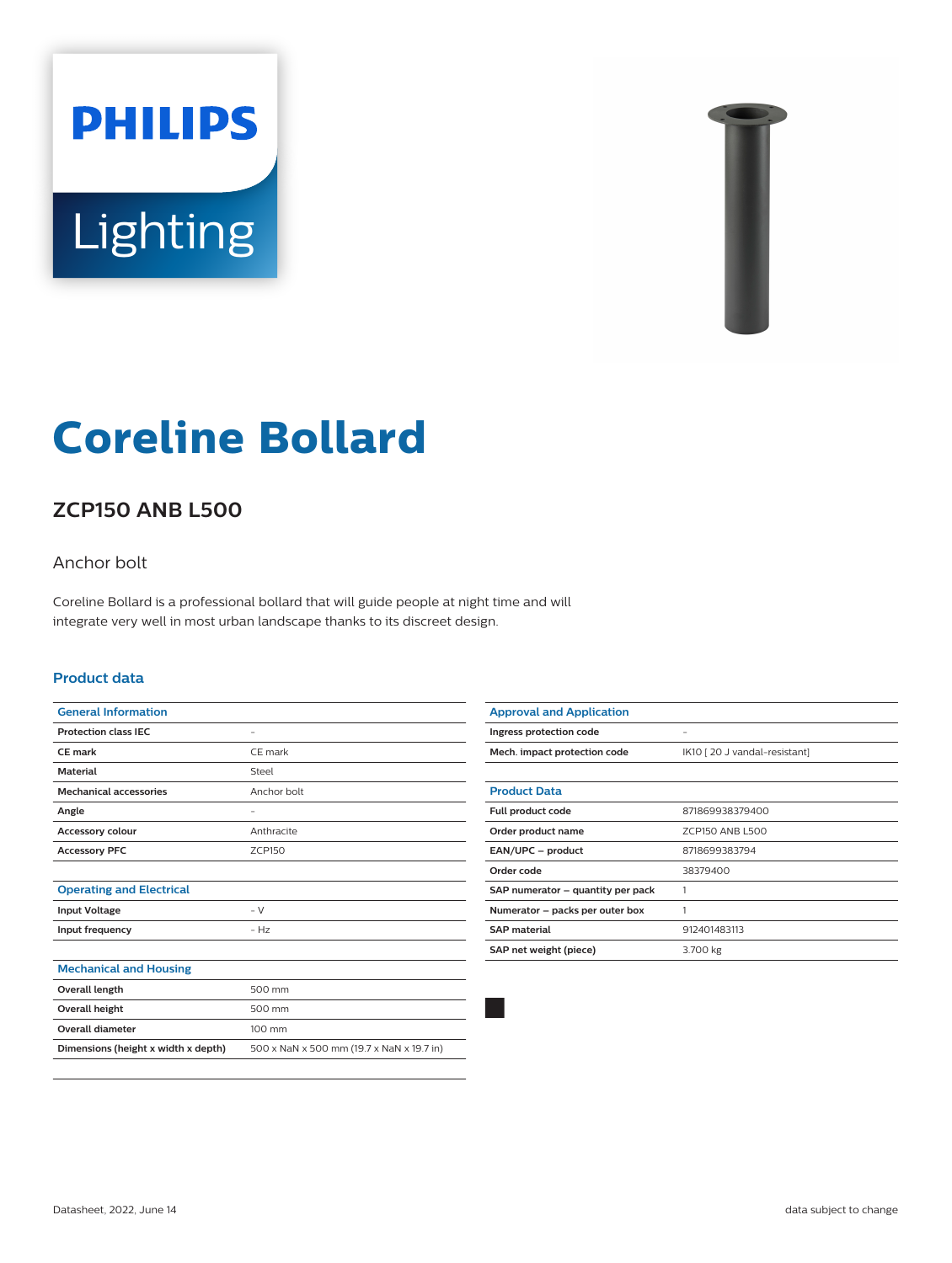# Coreline Bollard

## ZCP150 ANB L500

Anchor bolt

Coreline Bollard is a professional bollard that will guide people at night time and will integrate very well in most urban landscape thanks to its discreet design.

### Product data

| General Information | |
|---|---|
| Protection class IEC | - |
| CE mark | CE mark |
| Material | Steel |
| Mechanical accessories | Anchor bolt |
| Angle | - |
| Accessory colour | Anthracite |
| Accessory PFC | ZCP150 |

| Operating and Electrical | |
|---|---|
| Input Voltage | - V |
| Input frequency | - Hz |

| Mechanical and Housing | |
|---|---|
| Overall length | 500 mm |
| Overall height | 500 mm |
| Overall diameter | 100 mm |
| Dimensions (height x width x depth) | 500 x NaN x 500 mm (19.7 x NaN x 19.7 in) |

| Approval and Application | |
|---|---|
| Ingress protection code | - |
| Mech. impact protection code | IK10 [ 20 J vandal-resistant] |

| Product Data | |
|---|---|
| Full product code | 871869938379400 |
| Order product name | ZCP150 ANB L500 |
| EAN/UPC – product | 8718699383794 |
| Order code | 38379400 |
| SAP numerator – quantity per pack | 1 |
| Numerator – packs per outer box | 1 |
| SAP material | 912401483113 |
| SAP net weight (piece) | 3.700 kg |

Datasheet, 2022, June 14

data subject to change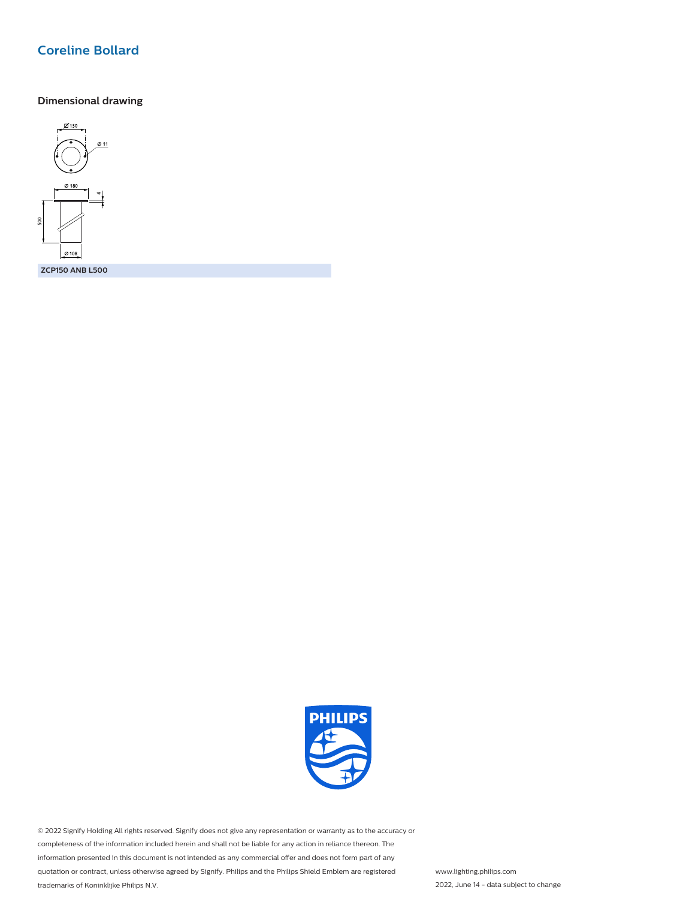## Coreline Bollard

### Dimensional drawing

Ø150

Ø 11

Ø 180

4

500

Ø 108

**ZCP150 ANB L500**

© 2022 Signify Holding All rights reserved. Signify does not give any representation or warranty as to the accuracy or completeness of the information included herein and shall not be liable for any action in reliance thereon. The information presented in this document is not intended as any commercial offer and does not form part of any quotation or contract, unless otherwise agreed by Signify. Philips and the Philips Shield Emblem are registered trademarks of Koninklijke Philips N.V.

www.lighting.philips.com

2022, June 14 - data subject to change